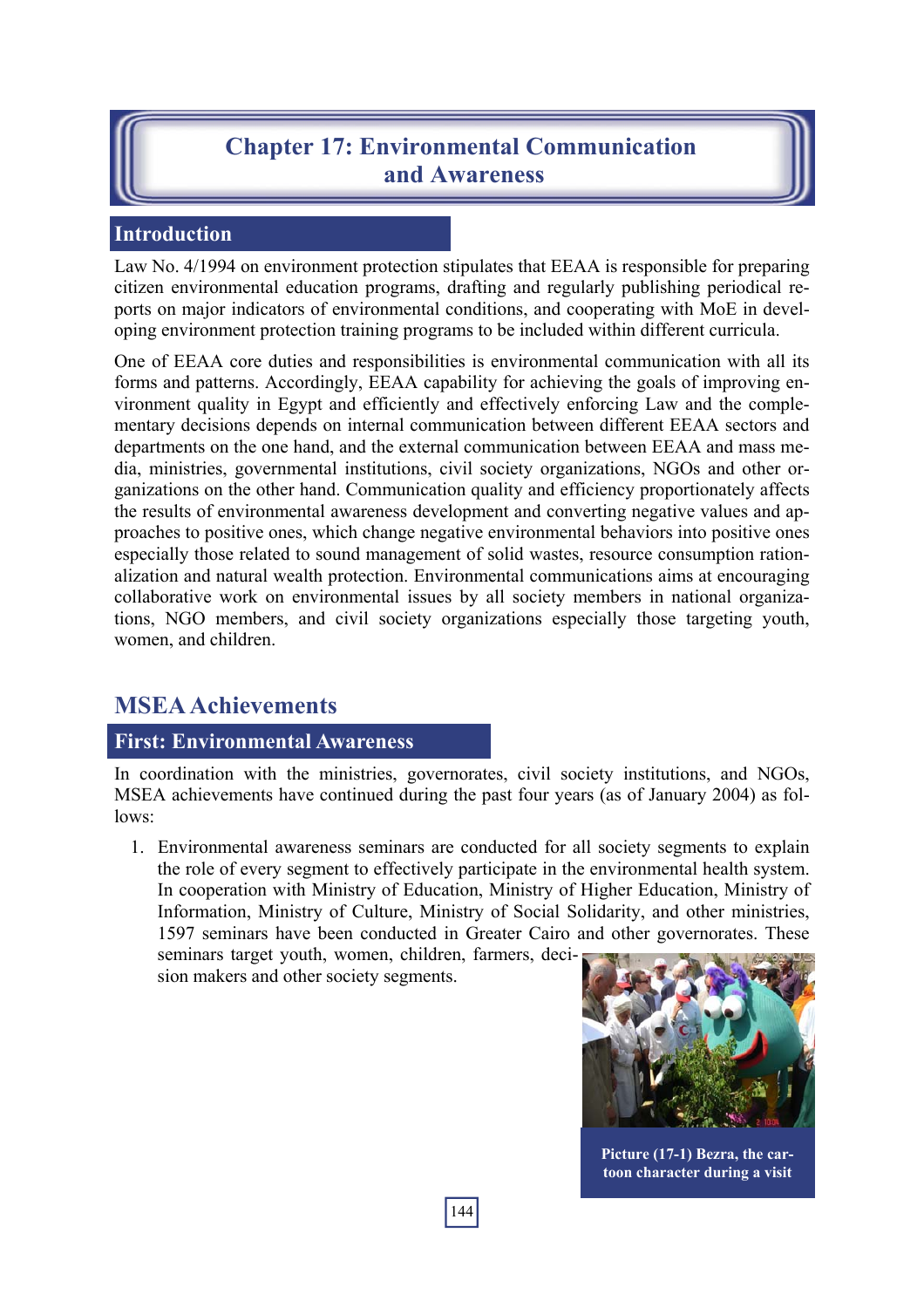# Chapter 17: Environmental Communication and Awareness

## Introduction

Law No. 4/1994 on environment protection stipulates that EEAA is responsible for preparing citizen environmental education programs, drafting and regularly publishing periodical reports on major indicators of environmental conditions, and cooperating with MoE in developing environment protection training programs to be included within different curricula.

One of EEAA core duties and responsibilities is environmental communication with all its forms and patterns. Accordingly, EEAA capability for achieving the goals of improving environment quality in Egypt and efficiently and effectively enforcing Law and the complementary decisions depends on internal communication between different EEAA sectors and departments on the one hand, and the external communication between EEAA and mass media, ministries, governmental institutions, civil society organizations, NGOs and other organizations on the other hand. Communication quality and efficiency proportionately affects the results of environmental awareness development and converting negative values and approaches to positive ones, which change negative environmental behaviors into positive ones especially those related to sound management of solid wastes, resource consumption rationalization and natural wealth protection. Environmental communications aims at encouraging collaborative work on environmental issues by all society members in national organizations, NGO members, and civil society organizations especially those targeting youth, women, and children.

## MSEA Achievements

### First: Environmental Awareness

In coordination with the ministries, governorates, civil society institutions, and NGOs, MSEA achievements have continued during the past four years (as of January 2004) as follows:

1. Environmental awareness seminars are conducted for all society segments to explain the role of every segment to effectively participate in the environmental health system. In cooperation with Ministry of Education, Ministry of Higher Education, Ministry of Information, Ministry of Culture, Ministry of Social Solidarity, and other ministries, 1597 seminars have been conducted in Greater Cairo and other governorates. These seminars target youth, women, children, farmers, decision makers and other society segments.

Picture (17-1) Bezra, the cartoon character during a visit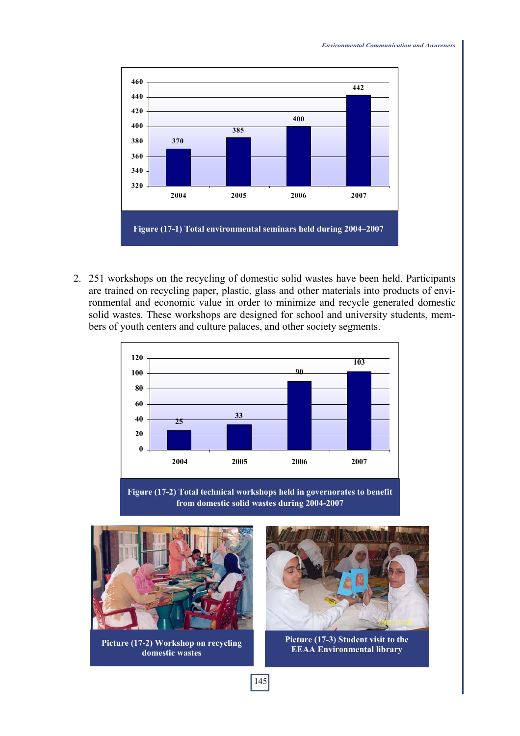| Year | Total environmental seminars |
|---|---|
| 2004 | 370 |
| 2005 | 385 |
| 2006 | 400 |
| 2007 | 442 |

**Figure (17-1) Total environmental seminars held during 2004–2007**

2. 251 workshops on the recycling of domestic solid wastes have been held. Participants are trained on recycling paper, plastic, glass and other materials into products of environmental and economic value in order to minimize and recycle generated domestic solid wastes. These workshops are designed for school and university students, members of youth centers and culture palaces, and other society segments.

| Year | Total technical workshops |
|---|---|
| 2004 | 25 |
| 2005 | 33 |
| 2006 | 90 |
| 2007 | 103 |

**Figure (17-2) Total technical workshops held in governorates to benefit from domestic solid wastes during 2004-2007**

**Picture (17-2) Workshop on recycling domestic wastes**

**Picture (17-3) Student visit to the EEAA Environmental library**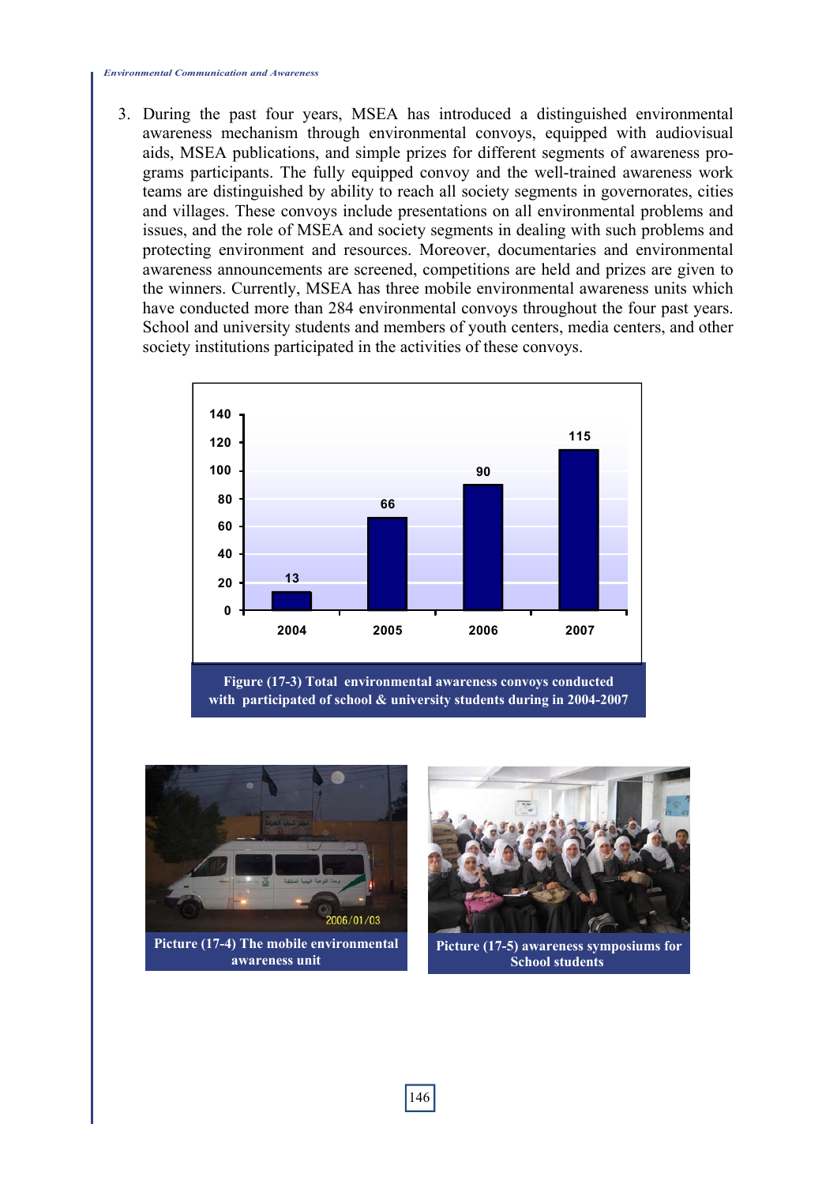3. During the past four years, MSEA has introduced a distinguished environmental awareness mechanism through environmental convoys, equipped with audiovisual aids, MSEA publications, and simple prizes for different segments of awareness programs participants. The fully equipped convoy and the well-trained awareness work teams are distinguished by ability to reach all society segments in governorates, cities and villages. These convoys include presentations on all environmental problems and issues, and the role of MSEA and society segments in dealing with such problems and protecting environment and resources. Moreover, documentaries and environmental awareness announcements are screened, competitions are held and prizes are given to the winners. Currently, MSEA has three mobile environmental awareness units which have conducted more than 284 environmental convoys throughout the four past years. School and university students and members of youth centers, media centers, and other society institutions participated in the activities of these convoys.

| Year | Convoys |
|---|---|
| 2004 | 13 |
| 2005 | 66 |
| 2006 | 90 |
| 2007 | 115 |

Figure (17-3) Total environmental awareness convoys conducted with participated of school & university students during in 2004-2007

Picture (17-4) The mobile environmental awareness unit

Picture (17-5) awareness symposiums for School students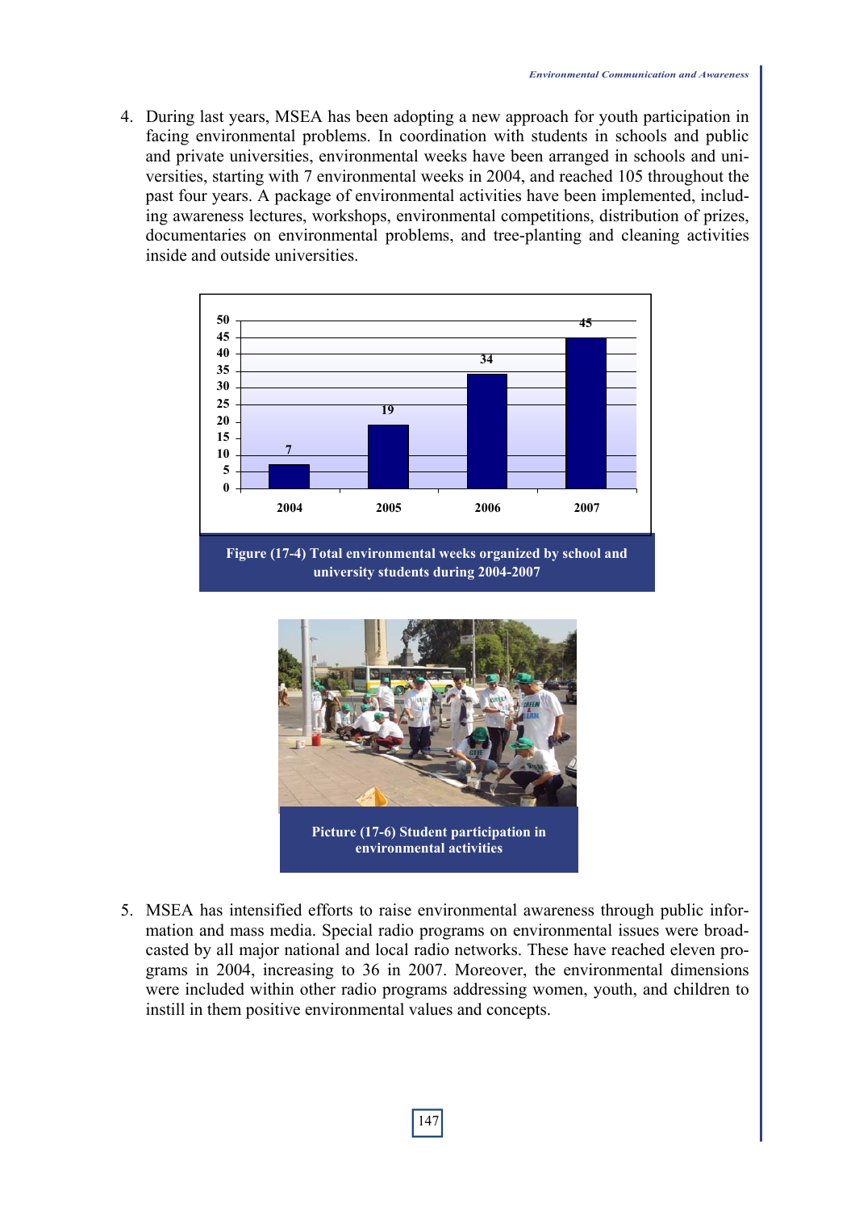4. During last years, MSEA has been adopting a new approach for youth participation in facing environmental problems. In coordination with students in schools and public and private universities, environmental weeks have been arranged in schools and universities, starting with 7 environmental weeks in 2004, and reached 105 throughout the past four years. A package of environmental activities have been implemented, including awareness lectures, workshops, environmental competitions, distribution of prizes, documentaries on environmental problems, and tree-planting and cleaning activities inside and outside universities.

| Year | Environmental weeks |
|---|---|
| 2004 | 7 |
| 2005 | 19 |
| 2006 | 34 |
| 2007 | 45 |

**Figure (17-4) Total environmental weeks organized by school and university students during 2004-2007**

**Picture (17-6) Student participation in environmental activities**

5. MSEA has intensified efforts to raise environmental awareness through public information and mass media. Special radio programs on environmental issues were broadcasted by all major national and local radio networks. These have reached eleven programs in 2004, increasing to 36 in 2007. Moreover, the environmental dimensions were included within other radio programs addressing women, youth, and children to instill in them positive environmental values and concepts.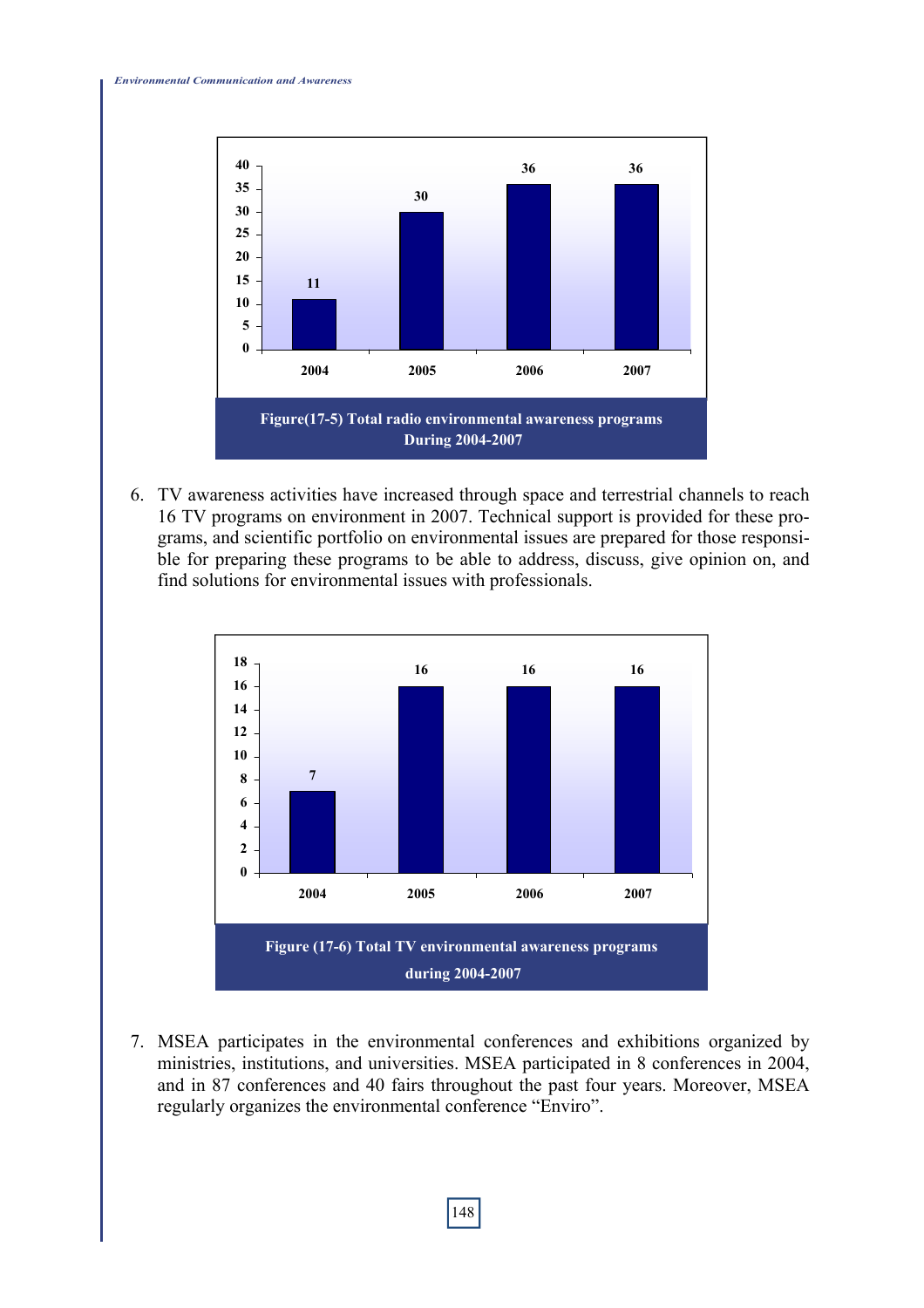| Year | Total radio environmental awareness programs |
|---|---|
| 2004 | 11 |
| 2005 | 30 |
| 2006 | 36 |
| 2007 | 36 |

**Figure(17-5) Total radio environmental awareness programs During 2004-2007**

6. TV awareness activities have increased through space and terrestrial channels to reach 16 TV programs on environment in 2007. Technical support is provided for these programs, and scientific portfolio on environmental issues are prepared for those responsible for preparing these programs to be able to address, discuss, give opinion on, and find solutions for environmental issues with professionals.

| Year | Total TV environmental awareness programs |
|---|---|
| 2004 | 7 |
| 2005 | 16 |
| 2006 | 16 |
| 2007 | 16 |

**Figure (17-6) Total TV environmental awareness programs during 2004-2007**

7. MSEA participates in the environmental conferences and exhibitions organized by ministries, institutions, and universities. MSEA participated in 8 conferences in 2004, and in 87 conferences and 40 fairs throughout the past four years. Moreover, MSEA regularly organizes the environmental conference "Enviro".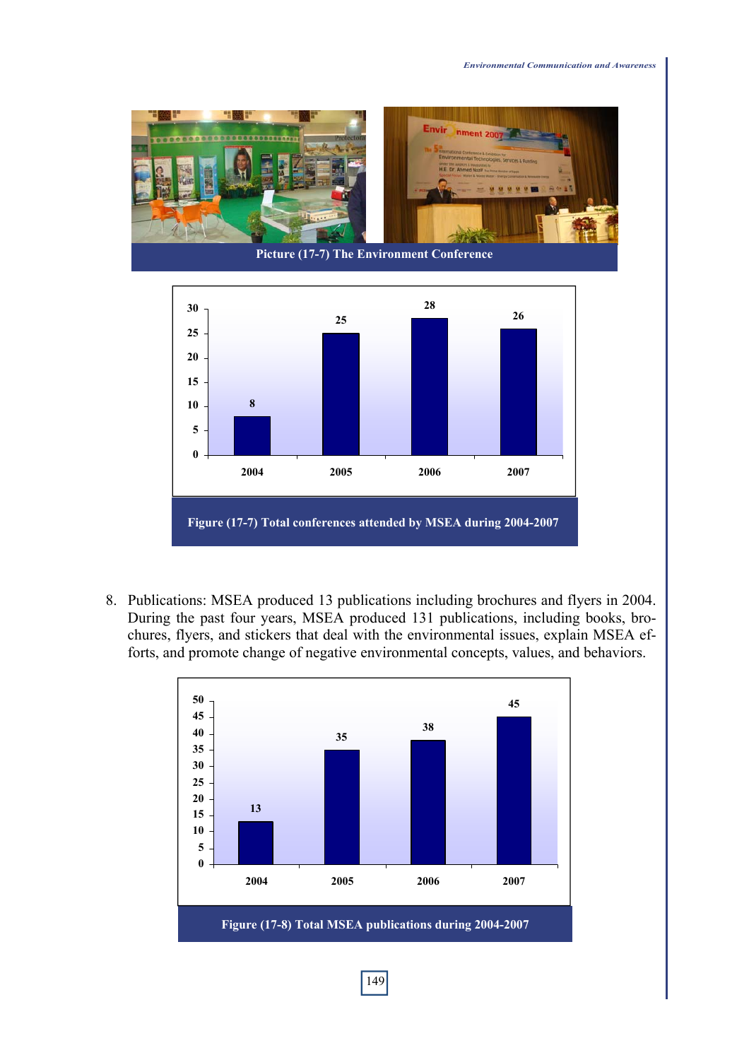Picture (17-7) The Environment Conference

| Year | Conferences |
|---|---|
| 2004 | 8 |
| 2005 | 25 |
| 2006 | 28 |
| 2007 | 26 |

Figure (17-7) Total conferences attended by MSEA during 2004-2007

8. Publications: MSEA produced 13 publications including brochures and flyers in 2004. During the past four years, MSEA produced 131 publications, including books, brochures, flyers, and stickers that deal with the environmental issues, explain MSEA efforts, and promote change of negative environmental concepts, values, and behaviors.

| Year | Publications |
|---|---|
| 2004 | 13 |
| 2005 | 35 |
| 2006 | 38 |
| 2007 | 45 |

Figure (17-8) Total MSEA publications during 2004-2007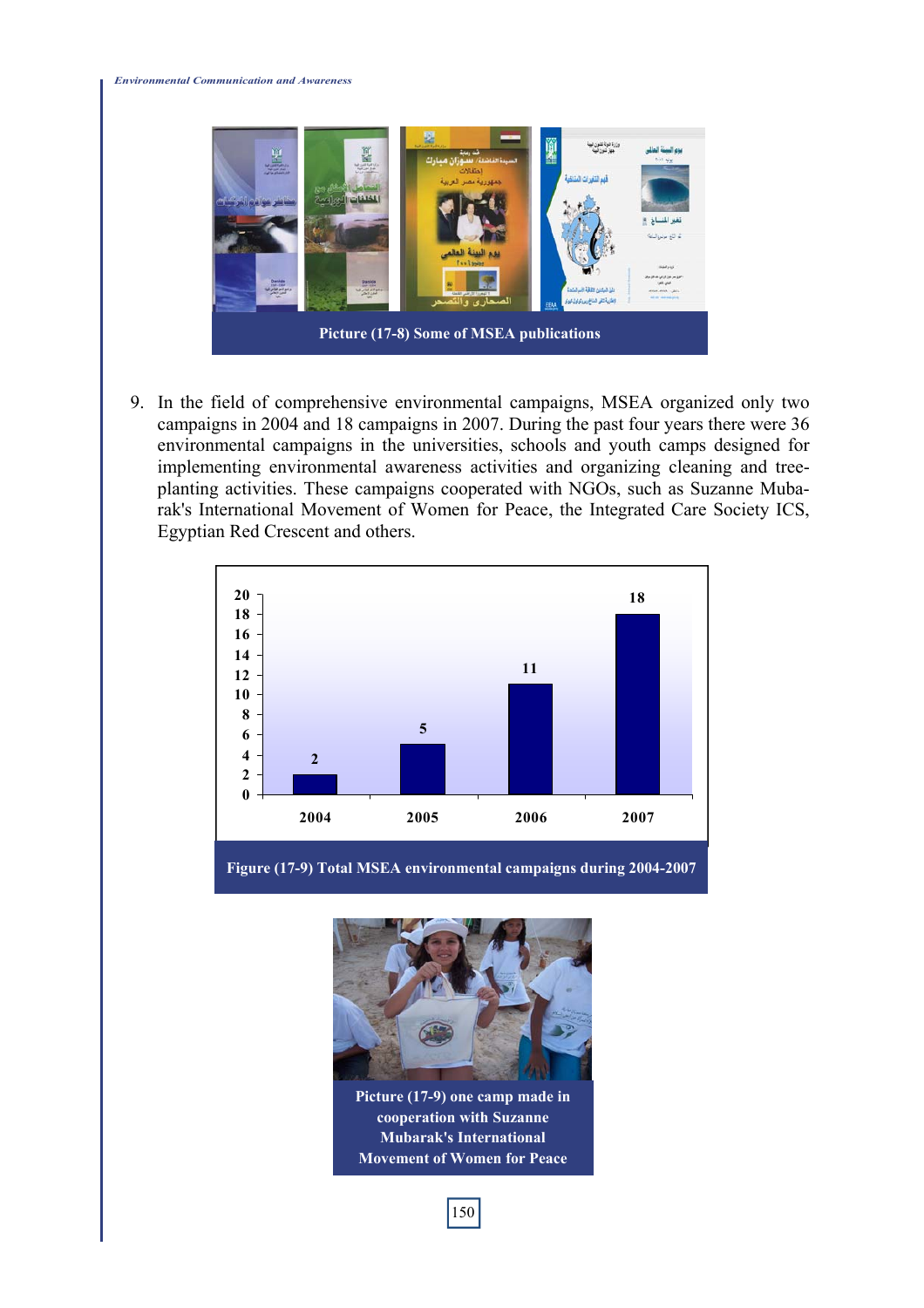Picture (17-8) Some of MSEA publications

9. In the field of comprehensive environmental campaigns, MSEA organized only two campaigns in 2004 and 18 campaigns in 2007. During the past four years there were 36 environmental campaigns in the universities, schools and youth camps designed for implementing environmental awareness activities and organizing cleaning and tree-planting activities. These campaigns cooperated with NGOs, such as Suzanne Mubarak's International Movement of Women for Peace, the Integrated Care Society ICS, Egyptian Red Crescent and others.

| Year | Campaigns |
|---|---|
| 2004 | 2 |
| 2005 | 5 |
| 2006 | 11 |
| 2007 | 18 |

Figure (17-9) Total MSEA environmental campaigns during 2004-2007

Picture (17-9) one camp made in cooperation with Suzanne Mubarak's International Movement of Women for Peace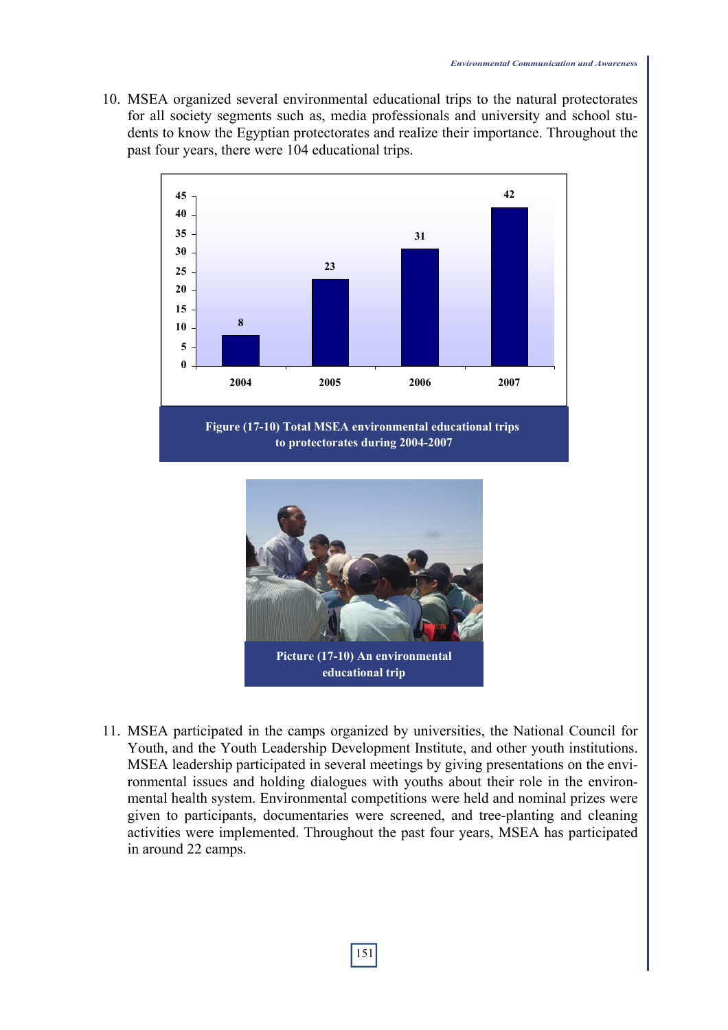10. MSEA organized several environmental educational trips to the natural protectorates for all society segments such as, media professionals and university and school students to know the Egyptian protectorates and realize their importance. Throughout the past four years, there were 104 educational trips.

| Year | Trips |
|---|---|
| 2004 | 8 |
| 2005 | 23 |
| 2006 | 31 |
| 2007 | 42 |

**Figure (17-10) Total MSEA environmental educational trips to protectorates during 2004-2007**

**Picture (17-10) An environmental educational trip**

11. MSEA participated in the camps organized by universities, the National Council for Youth, and the Youth Leadership Development Institute, and other youth institutions. MSEA leadership participated in several meetings by giving presentations on the environmental issues and holding dialogues with youths about their role in the environmental health system. Environmental competitions were held and nominal prizes were given to participants, documentaries were screened, and tree-planting and cleaning activities were implemented. Throughout the past four years, MSEA has participated in around 22 camps.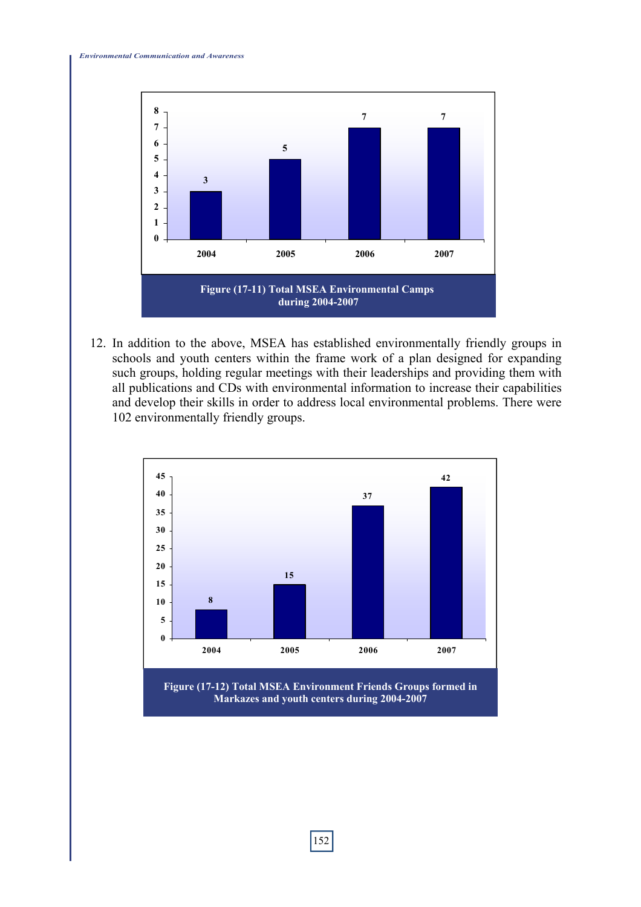| 2004 | 2005 | 2006 | 2007 |
|---|---|---|---|
| 3 | 5 | 7 | 7 |

**Figure (17-11) Total MSEA Environmental Camps during 2004-2007**

12. In addition to the above, MSEA has established environmentally friendly groups in schools and youth centers within the frame work of a plan designed for expanding such groups, holding regular meetings with their leaderships and providing them with all publications and CDs with environmental information to increase their capabilities and develop their skills in order to address local environmental problems. There were 102 environmentally friendly groups.

| 2004 | 2005 | 2006 | 2007 |
|---|---|---|---|
| 8 | 15 | 37 | 42 |

**Figure (17-12) Total MSEA Environment Friends Groups formed in Markazes and youth centers during 2004-2007**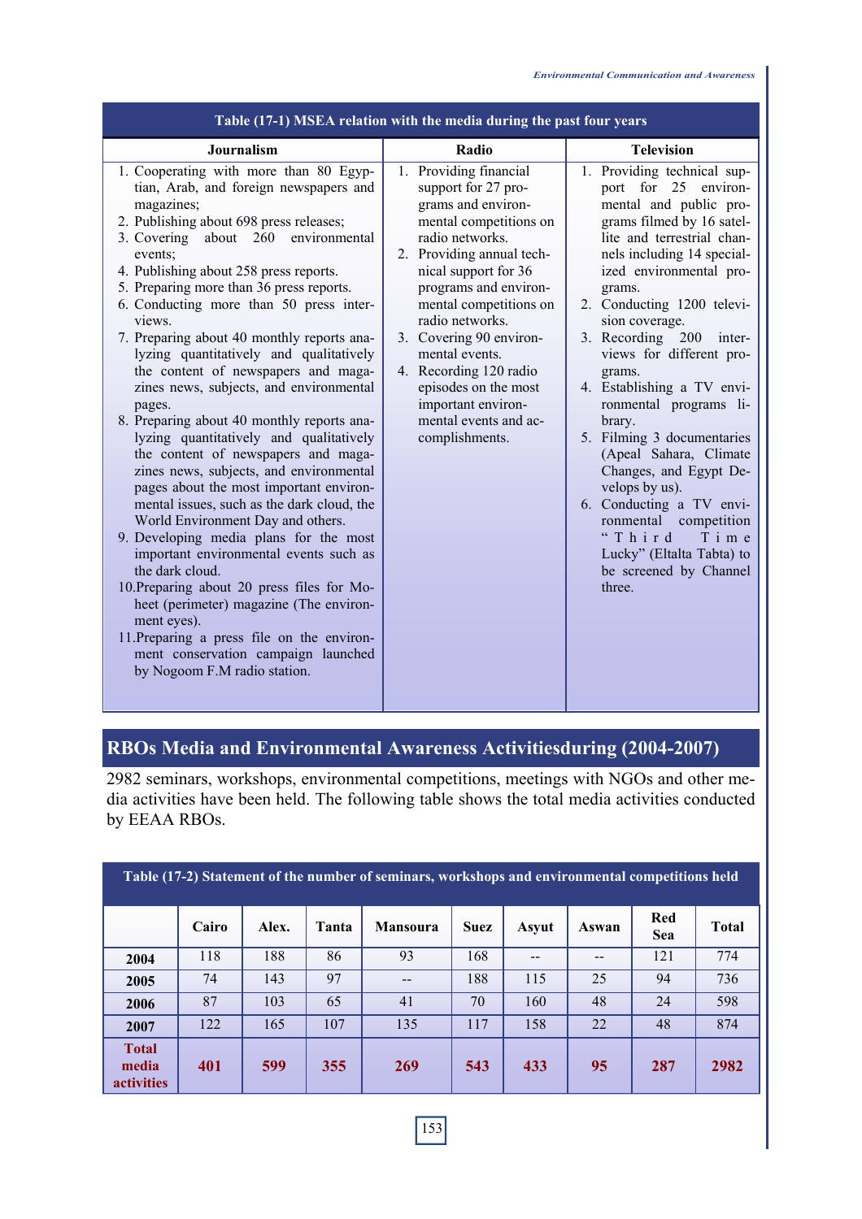Table (17-1) MSEA relation with the media during the past four years

| Journalism | Radio | Television |
|---|---|---|
| 1. Cooperating with more than 80 Egyptian, Arab, and foreign newspapers and magazines;<br>2. Publishing about 698 press releases;<br>3. Covering about 260 environmental events;<br>4. Publishing about 258 press reports.<br>5. Preparing more than 36 press reports.<br>6. Conducting more than 50 press interviews.<br>7. Preparing about 40 monthly reports analyzing quantitatively and qualitatively the content of newspapers and magazines news, subjects, and environmental pages.<br>8. Preparing about 40 monthly reports analyzing quantitatively and qualitatively the content of newspapers and magazines news, subjects, and environmental pages about the most important environmental issues, such as the dark cloud, the World Environment Day and others.<br>9. Developing media plans for the most important environmental events such as the dark cloud.<br>10. Preparing about 20 press files for Moheet (perimeter) magazine (The environment eyes).<br>11. Preparing a press file on the environment conservation campaign launched by Nogoom F.M radio station. | 1. Providing financial support for 27 programs and environmental competitions on radio networks.<br>2. Providing annual technical support for 36 programs and environmental competitions on radio networks.<br>3. Covering 90 environmental events.<br>4. Recording 120 radio episodes on the most important environmental events and accomplishments. | 1. Providing technical support for 25 environmental and public programs filmed by 16 satellite and terrestrial channels including 14 specialized environmental programs.<br>2. Conducting 1200 television coverage.<br>3. Recording 200 interviews for different programs.<br>4. Establishing a TV environmental programs library.<br>5. Filming 3 documentaries (Apeal Sahara, Climate Changes, and Egypt Develops by us).<br>6. Conducting a TV environmental competition "Third Time Lucky" (Eltalta Tabta) to be screened by Channel three. |

## RBOs Media and Environmental Awareness Activitiesduring (2004-2007)

2982 seminars, workshops, environmental competitions, meetings with NGOs and other media activities have been held. The following table shows the total media activities conducted by EEAA RBOs.

Table (17-2) Statement of the number of seminars, workshops and environmental competitions held

| | Cairo | Alex. | Tanta | Mansoura | Suez | Asyut | Aswan | Red Sea | Total |
|---|---|---|---|---|---|---|---|---|---|
| **2004** | 118 | 188 | 86 | 93 | 168 | -- | -- | 121 | 774 |
| **2005** | 74 | 143 | 97 | -- | 188 | 115 | 25 | 94 | 736 |
| **2006** | 87 | 103 | 65 | 41 | 70 | 160 | 48 | 24 | 598 |
| **2007** | 122 | 165 | 107 | 135 | 117 | 158 | 22 | 48 | 874 |
| **Total media activities** | **401** | **599** | **355** | **269** | **543** | **433** | **95** | **287** | **2982** |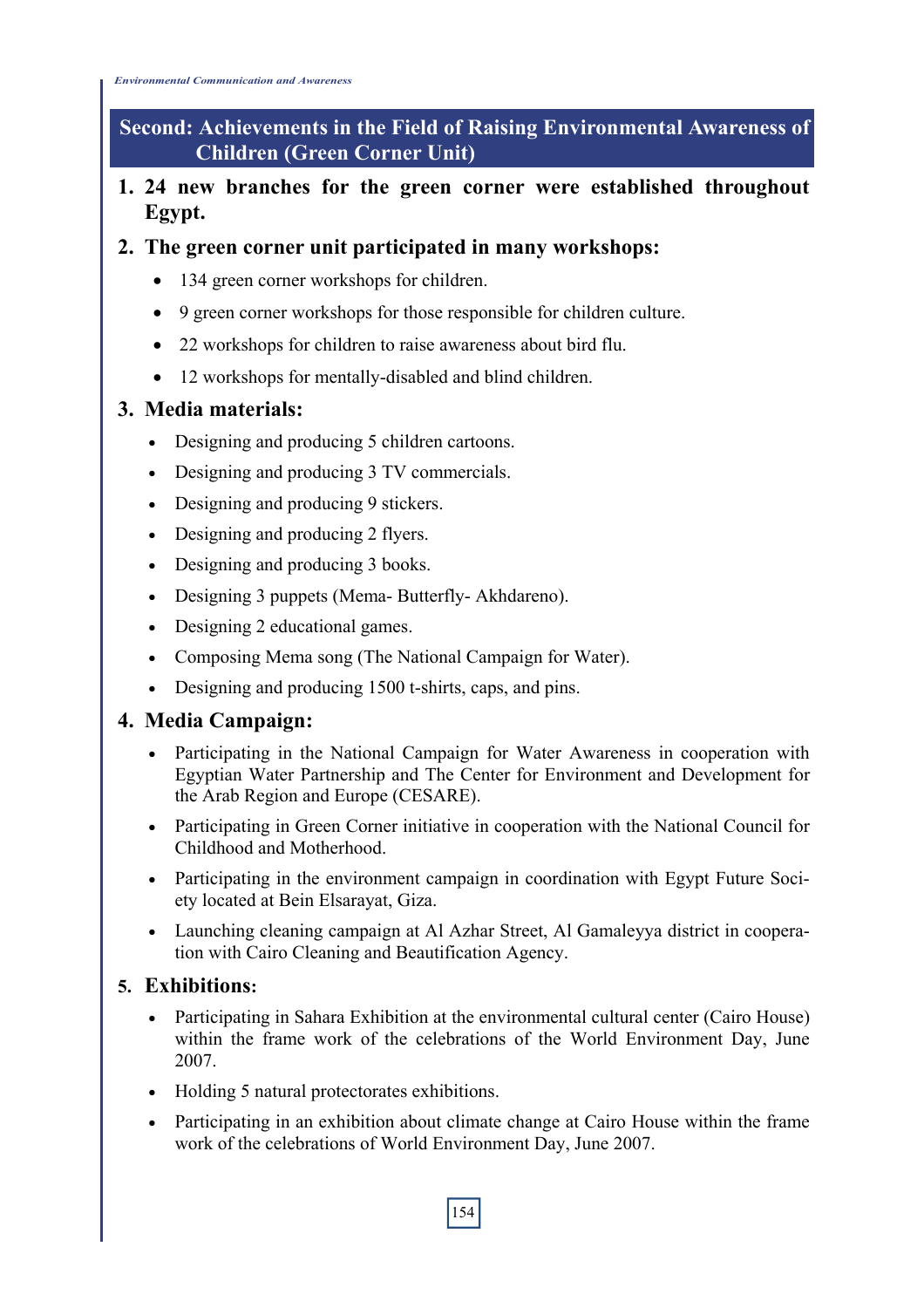## Second: Achievements in the Field of Raising Environmental Awareness of Children (Green Corner Unit)

1. **24 new branches for the green corner were established throughout Egypt.**

2. **The green corner unit participated in many workshops:**
   - 134 green corner workshops for children.
   - 9 green corner workshops for those responsible for children culture.
   - 22 workshops for children to raise awareness about bird flu.
   - 12 workshops for mentally-disabled and blind children.

3. **Media materials:**
   - Designing and producing 5 children cartoons.
   - Designing and producing 3 TV commercials.
   - Designing and producing 9 stickers.
   - Designing and producing 2 flyers.
   - Designing and producing 3 books.
   - Designing 3 puppets (Mema- Butterfly- Akhdareno).
   - Designing 2 educational games.
   - Composing Mema song (The National Campaign for Water).
   - Designing and producing 1500 t-shirts, caps, and pins.

4. **Media Campaign:**
   - Participating in the National Campaign for Water Awareness in cooperation with Egyptian Water Partnership and The Center for Environment and Development for the Arab Region and Europe (CESARE).
   - Participating in Green Corner initiative in cooperation with the National Council for Childhood and Motherhood.
   - Participating in the environment campaign in coordination with Egypt Future Society located at Bein Elsarayat, Giza.
   - Launching cleaning campaign at Al Azhar Street, Al Gamaleyya district in cooperation with Cairo Cleaning and Beautification Agency.

5. **Exhibitions:**
   - Participating in Sahara Exhibition at the environmental cultural center (Cairo House) within the frame work of the celebrations of the World Environment Day, June 2007.
   - Holding 5 natural protectorates exhibitions.
   - Participating in an exhibition about climate change at Cairo House within the frame work of the celebrations of World Environment Day, June 2007.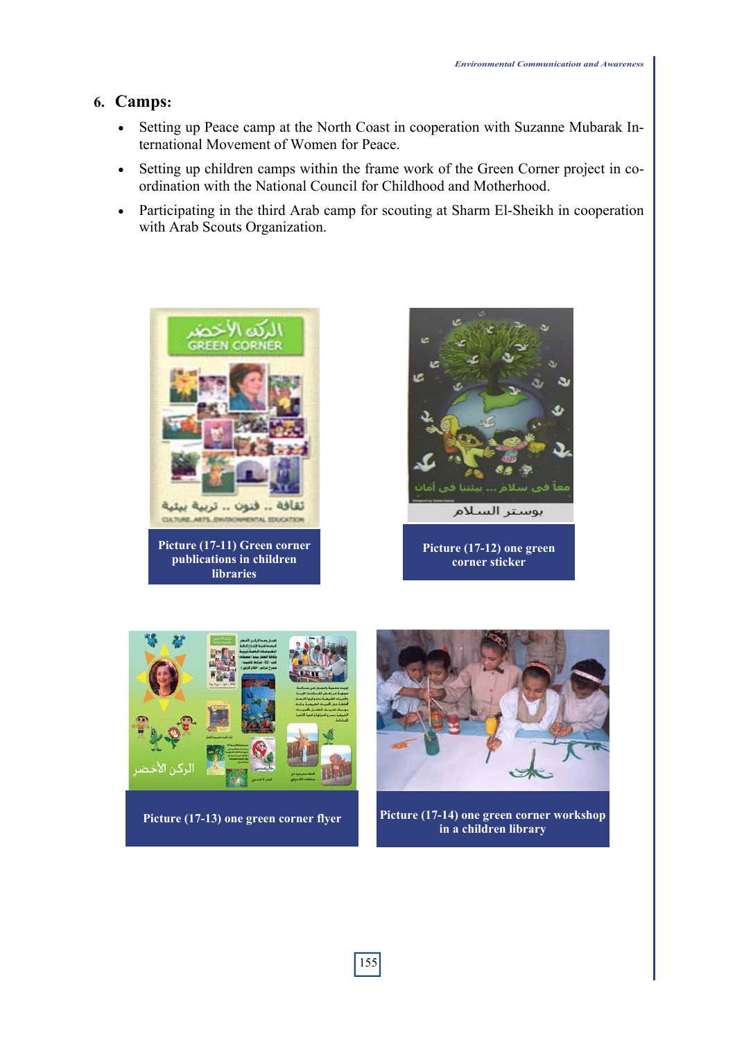## 6. Camps:

- Setting up Peace camp at the North Coast in cooperation with Suzanne Mubarak International Movement of Women for Peace.
- Setting up children camps within the frame work of the Green Corner project in coordination with the National Council for Childhood and Motherhood.
- Participating in the third Arab camp for scouting at Sharm El-Sheikh in cooperation with Arab Scouts Organization.

**Picture (17-11) Green corner publications in children libraries**

**Picture (17-12) one green corner sticker**

**Picture (17-13) one green corner flyer**

**Picture (17-14) one green corner workshop in a children library**